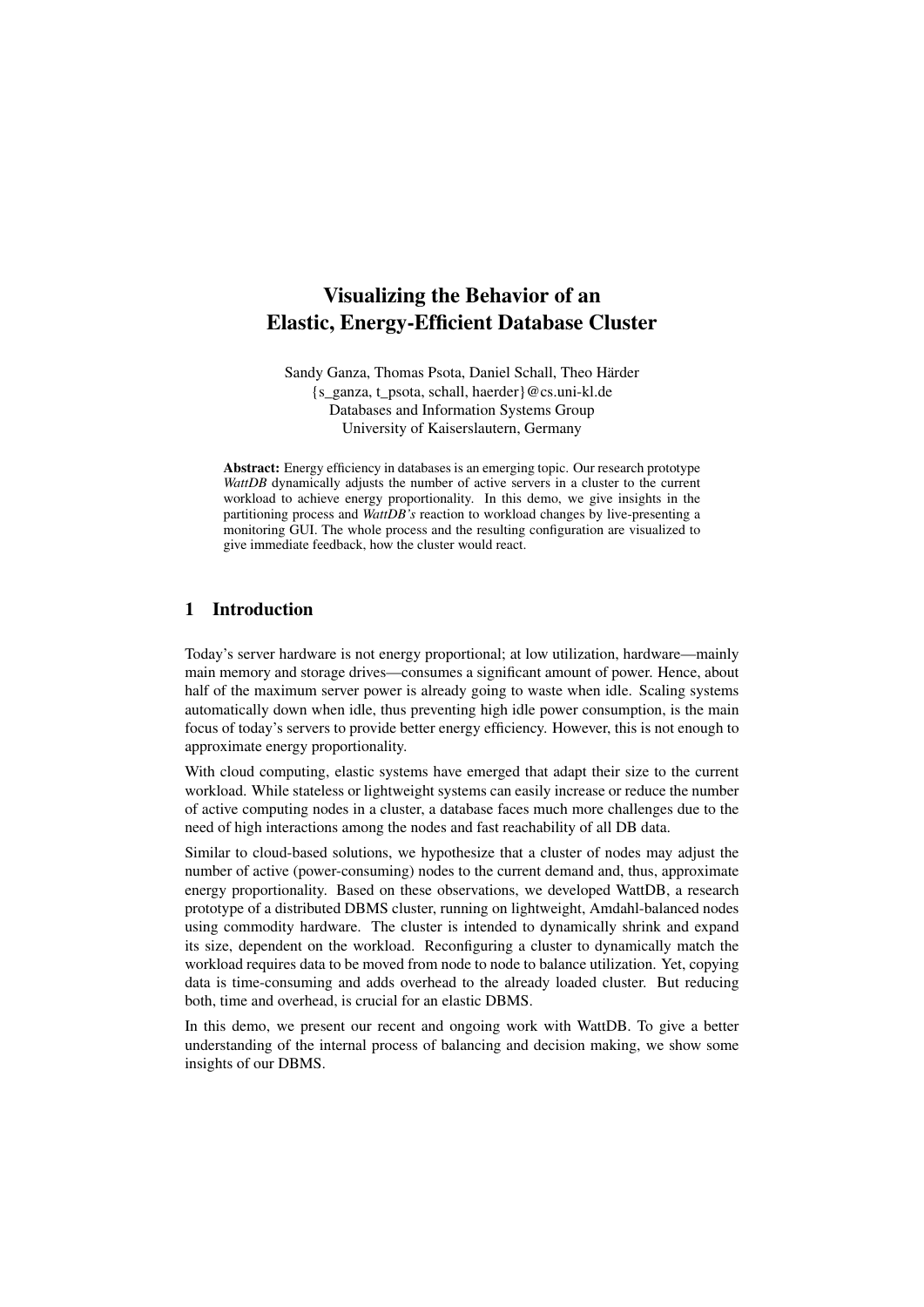# Visualizing the Behavior of an Elastic, Energy-Efficient Database Cluster

Sandy Ganza, Thomas Psota, Daniel Schall, Theo Härder
{s_ganza, t_psota, schall, haerder}@cs.uni-kl.de
Databases and Information Systems Group
University of Kaiserslautern, Germany

**Abstract:** Energy efficiency in databases is an emerging topic. Our research prototype *WattDB* dynamically adjusts the number of active servers in a cluster to the current workload to achieve energy proportionality. In this demo, we give insights in the partitioning process and *WattDB's* reaction to workload changes by live-presenting a monitoring GUI. The whole process and the resulting configuration are visualized to give immediate feedback, how the cluster would react.

## 1 Introduction

Today's server hardware is not energy proportional; at low utilization, hardware—mainly main memory and storage drives—consumes a significant amount of power. Hence, about half of the maximum server power is already going to waste when idle. Scaling systems automatically down when idle, thus preventing high idle power consumption, is the main focus of today's servers to provide better energy efficiency. However, this is not enough to approximate energy proportionality.

With cloud computing, elastic systems have emerged that adapt their size to the current workload. While stateless or lightweight systems can easily increase or reduce the number of active computing nodes in a cluster, a database faces much more challenges due to the need of high interactions among the nodes and fast reachability of all DB data.

Similar to cloud-based solutions, we hypothesize that a cluster of nodes may adjust the number of active (power-consuming) nodes to the current demand and, thus, approximate energy proportionality. Based on these observations, we developed WattDB, a research prototype of a distributed DBMS cluster, running on lightweight, Amdahl-balanced nodes using commodity hardware. The cluster is intended to dynamically shrink and expand its size, dependent on the workload. Reconfiguring a cluster to dynamically match the workload requires data to be moved from node to node to balance utilization. Yet, copying data is time-consuming and adds overhead to the already loaded cluster. But reducing both, time and overhead, is crucial for an elastic DBMS.

In this demo, we present our recent and ongoing work with WattDB. To give a better understanding of the internal process of balancing and decision making, we show some insights of our DBMS.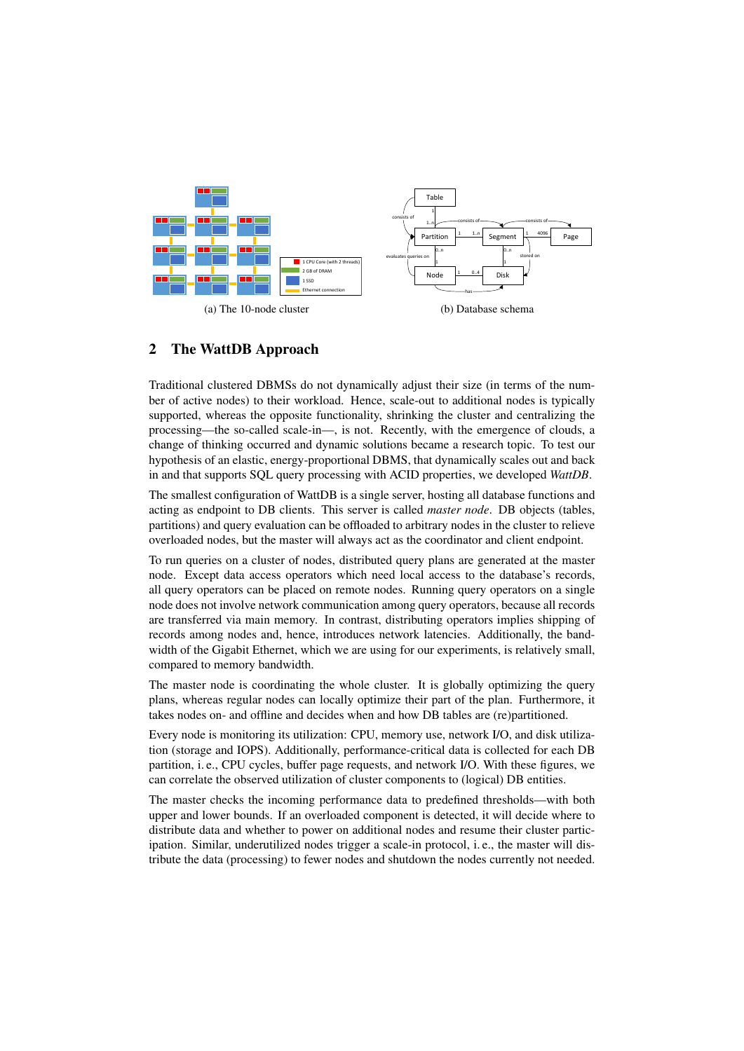(a) The 10-node cluster

(b) Database schema

## 2 The WattDB Approach

Traditional clustered DBMSs do not dynamically adjust their size (in terms of the number of active nodes) to their workload. Hence, scale-out to additional nodes is typically supported, whereas the opposite functionality, shrinking the cluster and centralizing the processing—the so-called scale-in—, is not. Recently, with the emergence of clouds, a change of thinking occurred and dynamic solutions became a research topic. To test our hypothesis of an elastic, energy-proportional DBMS, that dynamically scales out and back in and that supports SQL query processing with ACID properties, we developed *WattDB*.

The smallest configuration of WattDB is a single server, hosting all database functions and acting as endpoint to DB clients. This server is called *master node*. DB objects (tables, partitions) and query evaluation can be offloaded to arbitrary nodes in the cluster to relieve overloaded nodes, but the master will always act as the coordinator and client endpoint.

To run queries on a cluster of nodes, distributed query plans are generated at the master node. Except data access operators which need local access to the database's records, all query operators can be placed on remote nodes. Running query operators on a single node does not involve network communication among query operators, because all records are transferred via main memory. In contrast, distributing operators implies shipping of records among nodes and, hence, introduces network latencies. Additionally, the bandwidth of the Gigabit Ethernet, which we are using for our experiments, is relatively small, compared to memory bandwidth.

The master node is coordinating the whole cluster. It is globally optimizing the query plans, whereas regular nodes can locally optimize their part of the plan. Furthermore, it takes nodes on- and offline and decides when and how DB tables are (re)partitioned.

Every node is monitoring its utilization: CPU, memory use, network I/O, and disk utilization (storage and IOPS). Additionally, performance-critical data is collected for each DB partition, i. e., CPU cycles, buffer page requests, and network I/O. With these figures, we can correlate the observed utilization of cluster components to (logical) DB entities.

The master checks the incoming performance data to predefined thresholds—with both upper and lower bounds. If an overloaded component is detected, it will decide where to distribute data and whether to power on additional nodes and resume their cluster participation. Similar, underutilized nodes trigger a scale-in protocol, i. e., the master will distribute the data (processing) to fewer nodes and shutdown the nodes currently not needed.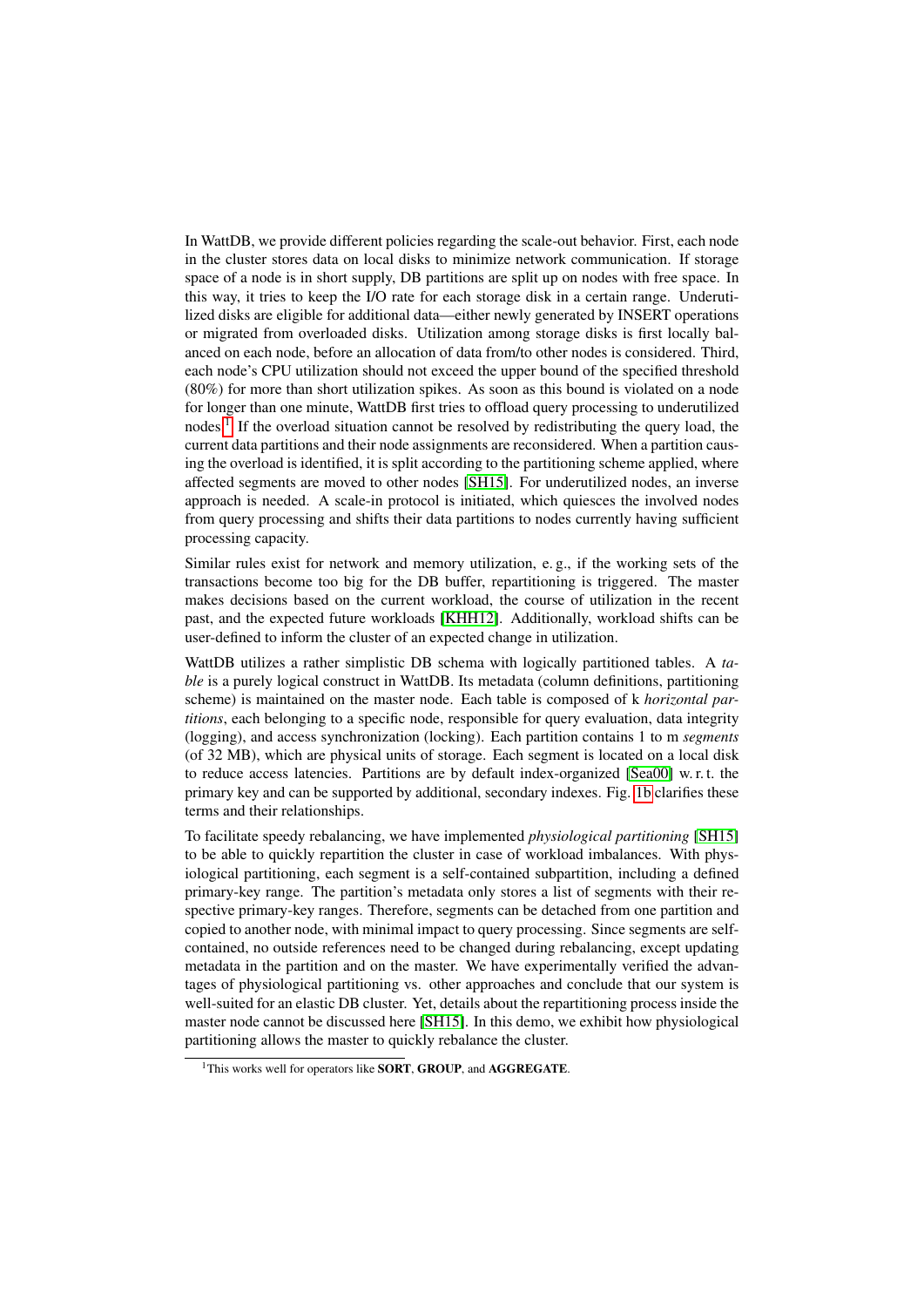In WattDB, we provide different policies regarding the scale-out behavior. First, each node in the cluster stores data on local disks to minimize network communication. If storage space of a node is in short supply, DB partitions are split up on nodes with free space. In this way, it tries to keep the I/O rate for each storage disk in a certain range. Underutilized disks are eligible for additional data—either newly generated by INSERT operations or migrated from overloaded disks. Utilization among storage disks is first locally balanced on each node, before an allocation of data from/to other nodes is considered. Third, each node's CPU utilization should not exceed the upper bound of the specified threshold (80%) for more than short utilization spikes. As soon as this bound is violated on a node for longer than one minute, WattDB first tries to offload query processing to underutilized nodes.[1] If the overload situation cannot be resolved by redistributing the query load, the current data partitions and their node assignments are reconsidered. When a partition causing the overload is identified, it is split according to the partitioning scheme applied, where affected segments are moved to other nodes [SH15]. For underutilized nodes, an inverse approach is needed. A scale-in protocol is initiated, which quiesces the involved nodes from query processing and shifts their data partitions to nodes currently having sufficient processing capacity.

Similar rules exist for network and memory utilization, e. g., if the working sets of the transactions become too big for the DB buffer, repartitioning is triggered. The master makes decisions based on the current workload, the course of utilization in the recent past, and the expected future workloads [KHH12]. Additionally, workload shifts can be user-defined to inform the cluster of an expected change in utilization.

WattDB utilizes a rather simplistic DB schema with logically partitioned tables. A *table* is a purely logical construct in WattDB. Its metadata (column definitions, partitioning scheme) is maintained on the master node. Each table is composed of k *horizontal partitions*, each belonging to a specific node, responsible for query evaluation, data integrity (logging), and access synchronization (locking). Each partition contains 1 to m *segments* (of 32 MB), which are physical units of storage. Each segment is located on a local disk to reduce access latencies. Partitions are by default index-organized [Sea00] w. r. t. the primary key and can be supported by additional, secondary indexes. Fig. 1b clarifies these terms and their relationships.

To facilitate speedy rebalancing, we have implemented *physiological partitioning* [SH15] to be able to quickly repartition the cluster in case of workload imbalances. With physiological partitioning, each segment is a self-contained subpartition, including a defined primary-key range. The partition's metadata only stores a list of segments with their respective primary-key ranges. Therefore, segments can be detached from one partition and copied to another node, with minimal impact to query processing. Since segments are self-contained, no outside references need to be changed during rebalancing, except updating metadata in the partition and on the master. We have experimentally verified the advantages of physiological partitioning vs. other approaches and conclude that our system is well-suited for an elastic DB cluster. Yet, details about the repartitioning process inside the master node cannot be discussed here [SH15]. In this demo, we exhibit how physiological partitioning allows the master to quickly rebalance the cluster.

[1] This works well for operators like **SORT**, **GROUP**, and **AGGREGATE**.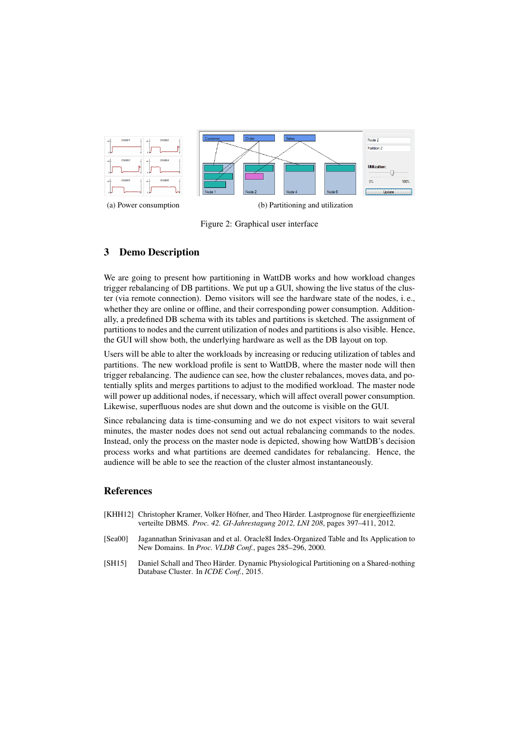(a) Power consumption

(b) Partitioning and utilization

Figure 2: Graphical user interface

## 3 Demo Description

We are going to present how partitioning in WattDB works and how workload changes trigger rebalancing of DB partitions. We put up a GUI, showing the live status of the cluster (via remote connection). Demo visitors will see the hardware state of the nodes, i. e., whether they are online or offline, and their corresponding power consumption. Additionally, a predefined DB schema with its tables and partitions is sketched. The assignment of partitions to nodes and the current utilization of nodes and partitions is also visible. Hence, the GUI will show both, the underlying hardware as well as the DB layout on top.

Users will be able to alter the workloads by increasing or reducing utilization of tables and partitions. The new workload profile is sent to WattDB, where the master node will then trigger rebalancing. The audience can see, how the cluster rebalances, moves data, and potentially splits and merges partitions to adjust to the modified workload. The master node will power up additional nodes, if necessary, which will affect overall power consumption. Likewise, superfluous nodes are shut down and the outcome is visible on the GUI.

Since rebalancing data is time-consuming and we do not expect visitors to wait several minutes, the master nodes does not send out actual rebalancing commands to the nodes. Instead, only the process on the master node is depicted, showing how WattDB's decision process works and what partitions are deemed candidates for rebalancing. Hence, the audience will be able to see the reaction of the cluster almost instantaneously.

## References

[KHH12] Christopher Kramer, Volker Höfner, and Theo Härder. Lastprognose für energieeffiziente verteilte DBMS. *Proc. 42. GI-Jahrestagung 2012, LNI 208*, pages 397–411, 2012.

[Sea00] Jagannathan Srinivasan and et al. Oracle8I Index-Organized Table and Its Application to New Domains. In *Proc. VLDB Conf.*, pages 285–296, 2000.

[SH15] Daniel Schall and Theo Härder. Dynamic Physiological Partitioning on a Shared-nothing Database Cluster. In *ICDE Conf.*, 2015.